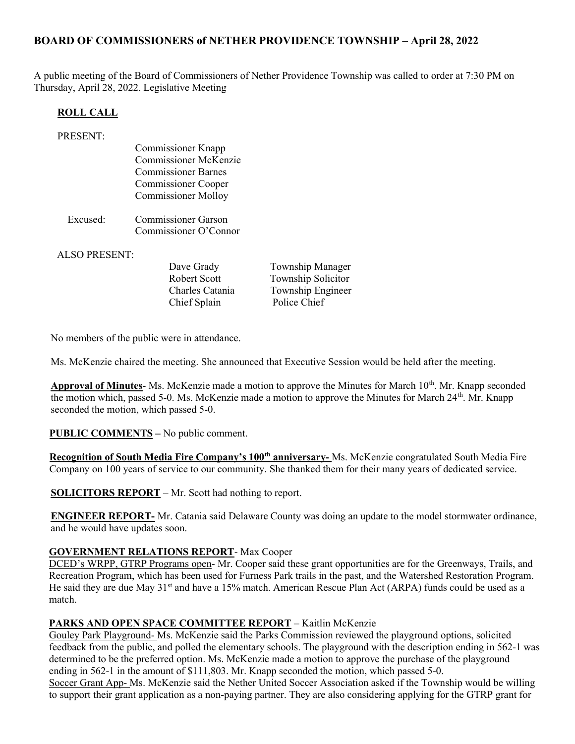## BOARD OF COMMISSIONERS of NETHER PROVIDENCE TOWNSHIP – April 28, 2022

A public meeting of the Board of Commissioners of Nether Providence Township was called to order at 7:30 PM on Thursday, April 28, 2022. Legislative Meeting

**ROLL CALL**

PRESENT:

- Commissioner Knapp
- Commissioner McKenzie
- Commissioner Barnes
- Commissioner Cooper
- Commissioner Molloy

Excused:

- Commissioner Garson
- Commissioner O'Connor

ALSO PRESENT:

| | |
|---|---|
| Dave Grady | Township Manager |
| Robert Scott | Township Solicitor |
| Charles Catania | Township Engineer |
| Chief Splain | Police Chief |

No members of the public were in attendance.

Ms. McKenzie chaired the meeting. She announced that Executive Session would be held after the meeting.

**Approval of Minutes**- Ms. McKenzie made a motion to approve the Minutes for March 10th. Mr. Knapp seconded the motion which, passed 5-0. Ms. McKenzie made a motion to approve the Minutes for March 24th. Mr. Knapp seconded the motion, which passed 5-0.

**PUBLIC COMMENTS** – No public comment.

**Recognition of South Media Fire Company's 100th anniversary-** Ms. McKenzie congratulated South Media Fire Company on 100 years of service to our community. She thanked them for their many years of dedicated service.

**SOLICITORS REPORT** – Mr. Scott had nothing to report.

**ENGINEER REPORT-** Mr. Catania said Delaware County was doing an update to the model stormwater ordinance, and he would have updates soon.

**GOVERNMENT RELATIONS REPORT**- Max Cooper

DCED's WRPP, GTRP Programs open- Mr. Cooper said these grant opportunities are for the Greenways, Trails, and Recreation Program, which has been used for Furness Park trails in the past, and the Watershed Restoration Program. He said they are due May 31st and have a 15% match. American Rescue Plan Act (ARPA) funds could be used as a match.

**PARKS AND OPEN SPACE COMMITTEE REPORT** – Kaitlin McKenzie

Gouley Park Playground- Ms. McKenzie said the Parks Commission reviewed the playground options, solicited feedback from the public, and polled the elementary schools. The playground with the description ending in 562-1 was determined to be the preferred option. Ms. McKenzie made a motion to approve the purchase of the playground ending in 562-1 in the amount of $111,803. Mr. Knapp seconded the motion, which passed 5-0.

Soccer Grant App- Ms. McKenzie said the Nether United Soccer Association asked if the Township would be willing to support their grant application as a non-paying partner. They are also considering applying for the GTRP grant for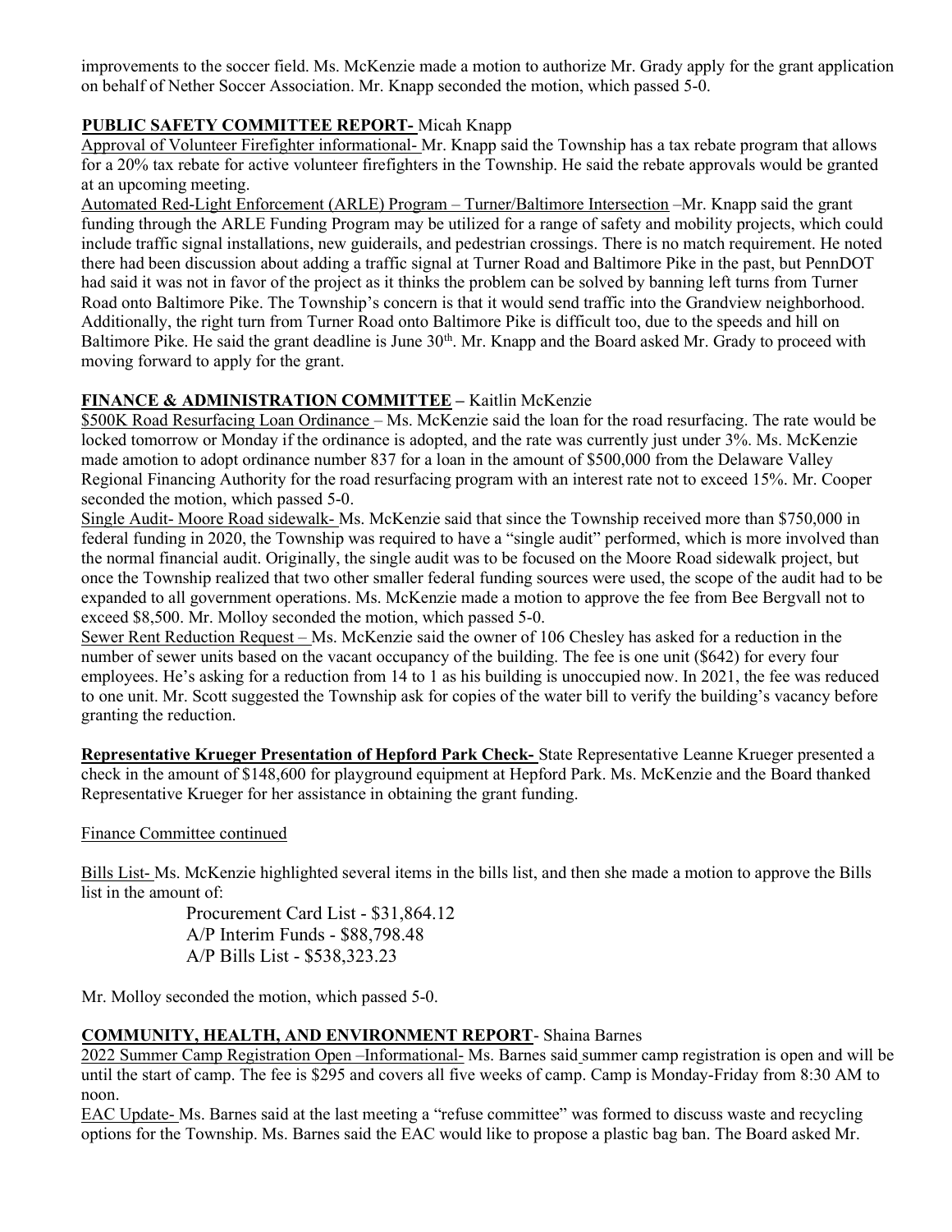improvements to the soccer field. Ms. McKenzie made a motion to authorize Mr. Grady apply for the grant application on behalf of Nether Soccer Association. Mr. Knapp seconded the motion, which passed 5-0.

**PUBLIC SAFETY COMMITTEE REPORT-** Micah Knapp

Approval of Volunteer Firefighter informational- Mr. Knapp said the Township has a tax rebate program that allows for a 20% tax rebate for active volunteer firefighters in the Township. He said the rebate approvals would be granted at an upcoming meeting.

Automated Red-Light Enforcement (ARLE) Program – Turner/Baltimore Intersection –Mr. Knapp said the grant funding through the ARLE Funding Program may be utilized for a range of safety and mobility projects, which could include traffic signal installations, new guiderails, and pedestrian crossings. There is no match requirement. He noted there had been discussion about adding a traffic signal at Turner Road and Baltimore Pike in the past, but PennDOT had said it was not in favor of the project as it thinks the problem can be solved by banning left turns from Turner Road onto Baltimore Pike. The Township's concern is that it would send traffic into the Grandview neighborhood. Additionally, the right turn from Turner Road onto Baltimore Pike is difficult too, due to the speeds and hill on Baltimore Pike. He said the grant deadline is June 30th. Mr. Knapp and the Board asked Mr. Grady to proceed with moving forward to apply for the grant.

**FINANCE & ADMINISTRATION COMMITTEE –** Kaitlin McKenzie

$500K Road Resurfacing Loan Ordinance – Ms. McKenzie said the loan for the road resurfacing. The rate would be locked tomorrow or Monday if the ordinance is adopted, and the rate was currently just under 3%. Ms. McKenzie made amotion to adopt ordinance number 837 for a loan in the amount of $500,000 from the Delaware Valley Regional Financing Authority for the road resurfacing program with an interest rate not to exceed 15%. Mr. Cooper seconded the motion, which passed 5-0.

Single Audit- Moore Road sidewalk- Ms. McKenzie said that since the Township received more than $750,000 in federal funding in 2020, the Township was required to have a "single audit" performed, which is more involved than the normal financial audit. Originally, the single audit was to be focused on the Moore Road sidewalk project, but once the Township realized that two other smaller federal funding sources were used, the scope of the audit had to be expanded to all government operations. Ms. McKenzie made a motion to approve the fee from Bee Bergvall not to exceed $8,500. Mr. Molloy seconded the motion, which passed 5-0.

Sewer Rent Reduction Request – Ms. McKenzie said the owner of 106 Chesley has asked for a reduction in the number of sewer units based on the vacant occupancy of the building. The fee is one unit ($642) for every four employees. He's asking for a reduction from 14 to 1 as his building is unoccupied now. In 2021, the fee was reduced to one unit. Mr. Scott suggested the Township ask for copies of the water bill to verify the building's vacancy before granting the reduction.

**Representative Krueger Presentation of Hepford Park Check-** State Representative Leanne Krueger presented a check in the amount of $148,600 for playground equipment at Hepford Park. Ms. McKenzie and the Board thanked Representative Krueger for her assistance in obtaining the grant funding.

Finance Committee continued

Bills List- Ms. McKenzie highlighted several items in the bills list, and then she made a motion to approve the Bills list in the amount of:

Procurement Card List - $31,864.12
A/P Interim Funds - $88,798.48
A/P Bills List - $538,323.23

Mr. Molloy seconded the motion, which passed 5-0.

**COMMUNITY, HEALTH, AND ENVIRONMENT REPORT**- Shaina Barnes

2022 Summer Camp Registration Open –Informational- Ms. Barnes said summer camp registration is open and will be until the start of camp. The fee is $295 and covers all five weeks of camp. Camp is Monday-Friday from 8:30 AM to noon.

EAC Update- Ms. Barnes said at the last meeting a "refuse committee" was formed to discuss waste and recycling options for the Township. Ms. Barnes said the EAC would like to propose a plastic bag ban. The Board asked Mr.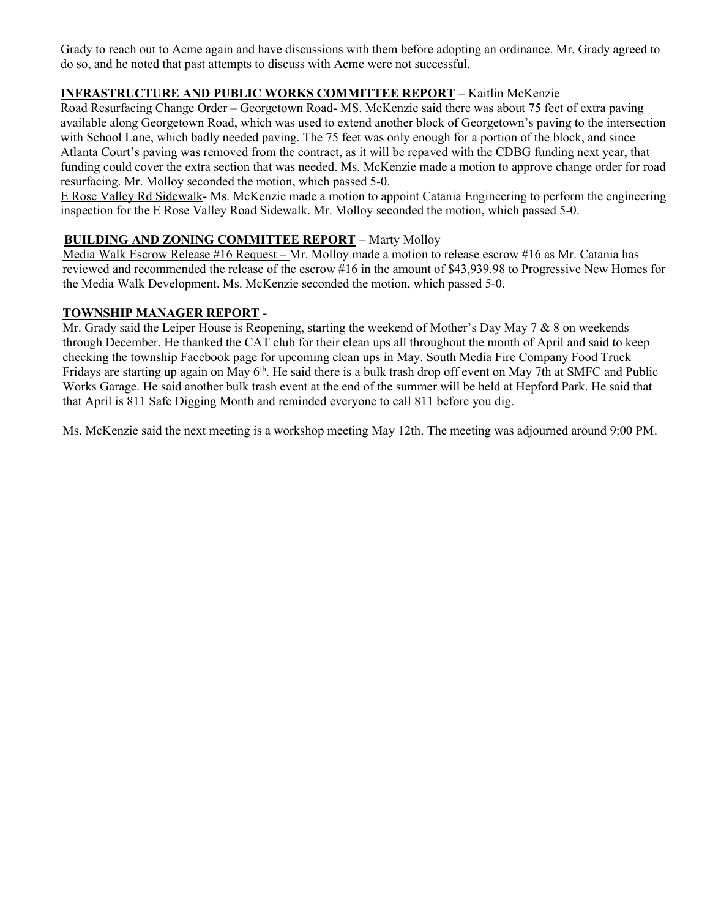Grady to reach out to Acme again and have discussions with them before adopting an ordinance. Mr. Grady agreed to do so, and he noted that past attempts to discuss with Acme were not successful.

## INFRASTRUCTURE AND PUBLIC WORKS COMMITTEE REPORT – Kaitlin McKenzie

Road Resurfacing Change Order – Georgetown Road- MS. McKenzie said there was about 75 feet of extra paving available along Georgetown Road, which was used to extend another block of Georgetown's paving to the intersection with School Lane, which badly needed paving. The 75 feet was only enough for a portion of the block, and since Atlanta Court's paving was removed from the contract, as it will be repaved with the CDBG funding next year, that funding could cover the extra section that was needed. Ms. McKenzie made a motion to approve change order for road resurfacing. Mr. Molloy seconded the motion, which passed 5-0.

E Rose Valley Rd Sidewalk- Ms. McKenzie made a motion to appoint Catania Engineering to perform the engineering inspection for the E Rose Valley Road Sidewalk. Mr. Molloy seconded the motion, which passed 5-0.

## BUILDING AND ZONING COMMITTEE REPORT – Marty Molloy

Media Walk Escrow Release #16 Request – Mr. Molloy made a motion to release escrow #16 as Mr. Catania has reviewed and recommended the release of the escrow #16 in the amount of $43,939.98 to Progressive New Homes for the Media Walk Development. Ms. McKenzie seconded the motion, which passed 5-0.

## TOWNSHIP MANAGER REPORT -

Mr. Grady said the Leiper House is Reopening, starting the weekend of Mother's Day May 7 & 8 on weekends through December. He thanked the CAT club for their clean ups all throughout the month of April and said to keep checking the township Facebook page for upcoming clean ups in May. South Media Fire Company Food Truck Fridays are starting up again on May 6th. He said there is a bulk trash drop off event on May 7th at SMFC and Public Works Garage. He said another bulk trash event at the end of the summer will be held at Hepford Park. He said that that April is 811 Safe Digging Month and reminded everyone to call 811 before you dig.

Ms. McKenzie said the next meeting is a workshop meeting May 12th. The meeting was adjourned around 9:00 PM.